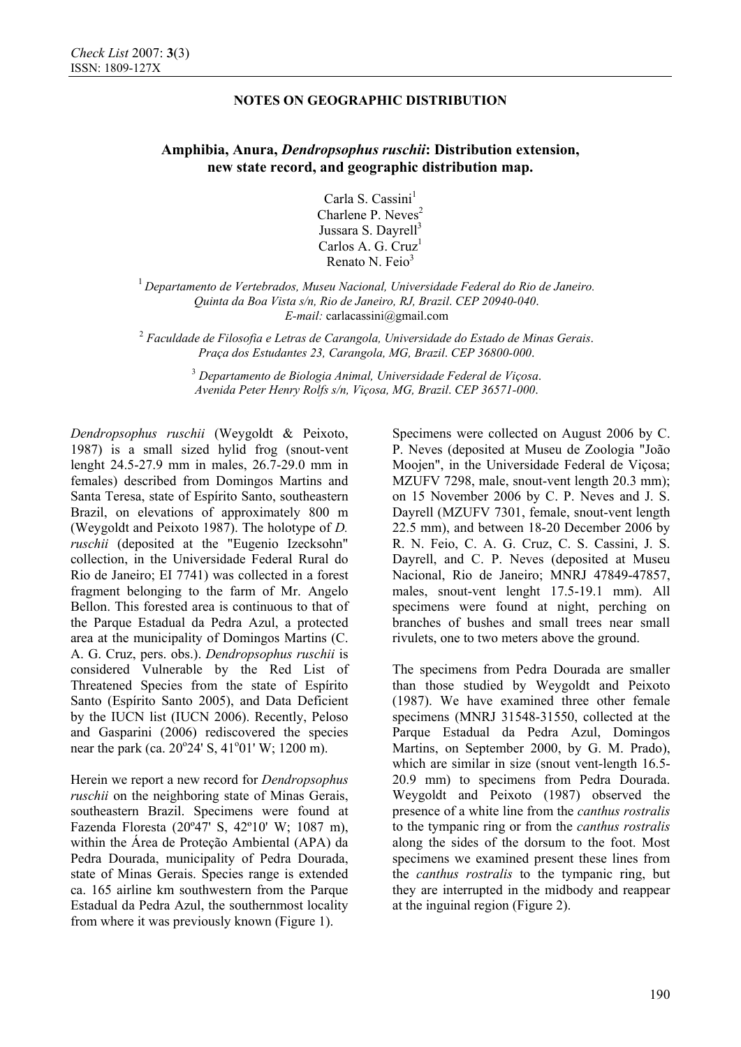**NOTES ON GEOGRAPHIC DISTRIBUTION**

# Amphibia, Anura, *Dendropsophus ruschii*: Distribution extension, new state record, and geographic distribution map.

Carla S. Cassini[1]
Charlene P. Neves[2]
Jussara S. Dayrell[3]
Carlos A. G. Cruz[1]
Renato N. Feio[3]

[1] *Departamento de Vertebrados, Museu Nacional, Universidade Federal do Rio de Janeiro. Quinta da Boa Vista s/n, Rio de Janeiro, RJ, Brazil. CEP 20940-040. E-mail:* carlacassini@gmail.com

[2] *Faculdade de Filosofia e Letras de Carangola, Universidade do Estado de Minas Gerais. Praça dos Estudantes 23, Carangola, MG, Brazil. CEP 36800-000.*

[3] *Departamento de Biologia Animal, Universidade Federal de Viçosa. Avenida Peter Henry Rolfs s/n, Viçosa, MG, Brazil. CEP 36571-000.*

*Dendropsophus ruschii* (Weygoldt & Peixoto, 1987) is a small sized hylid frog (snout-vent lenght 24.5-27.9 mm in males, 26.7-29.0 mm in females) described from Domingos Martins and Santa Teresa, state of Espírito Santo, southeastern Brazil, on elevations of approximately 800 m (Weygoldt and Peixoto 1987). The holotype of *D. ruschii* (deposited at the "Eugenio Izecksohn" collection, in the Universidade Federal Rural do Rio de Janeiro; EI 7741) was collected in a forest fragment belonging to the farm of Mr. Angelo Bellon. This forested area is continuous to that of the Parque Estadual da Pedra Azul, a protected area at the municipality of Domingos Martins (C. A. G. Cruz, pers. obs.). *Dendropsophus ruschii* is considered Vulnerable by the Red List of Threatened Species from the state of Espírito Santo (Espírito Santo 2005), and Data Deficient by the IUCN list (IUCN 2006). Recently, Peloso and Gasparini (2006) rediscovered the species near the park (ca. 20º24' S, 41º01' W; 1200 m).

Herein we report a new record for *Dendropsophus ruschii* on the neighboring state of Minas Gerais, southeastern Brazil. Specimens were found at Fazenda Floresta (20º47' S, 42º10' W; 1087 m), within the Área de Proteção Ambiental (APA) da Pedra Dourada, municipality of Pedra Dourada, state of Minas Gerais. Species range is extended ca. 165 airline km southwestern from the Parque Estadual da Pedra Azul, the southernmost locality from where it was previously known (Figure 1).

Specimens were collected on August 2006 by C. P. Neves (deposited at Museu de Zoologia "João Moojen", in the Universidade Federal de Viçosa; MZUFV 7298, male, snout-vent length 20.3 mm); on 15 November 2006 by C. P. Neves and J. S. Dayrell (MZUFV 7301, female, snout-vent length 22.5 mm), and between 18-20 December 2006 by R. N. Feio, C. A. G. Cruz, C. S. Cassini, J. S. Dayrell, and C. P. Neves (deposited at Museu Nacional, Rio de Janeiro; MNRJ 47849-47857, males, snout-vent lenght 17.5-19.1 mm). All specimens were found at night, perching on branches of bushes and small trees near small rivulets, one to two meters above the ground.

The specimens from Pedra Dourada are smaller than those studied by Weygoldt and Peixoto (1987). We have examined three other female specimens (MNRJ 31548-31550, collected at the Parque Estadual da Pedra Azul, Domingos Martins, on September 2000, by G. M. Prado), which are similar in size (snout vent-length 16.5-20.9 mm) to specimens from Pedra Dourada. Weygoldt and Peixoto (1987) observed the presence of a white line from the *canthus rostralis* to the tympanic ring or from the *canthus rostralis* along the sides of the dorsum to the foot. Most specimens we examined present these lines from the *canthus rostralis* to the tympanic ring, but they are interrupted in the midbody and reappear at the inguinal region (Figure 2).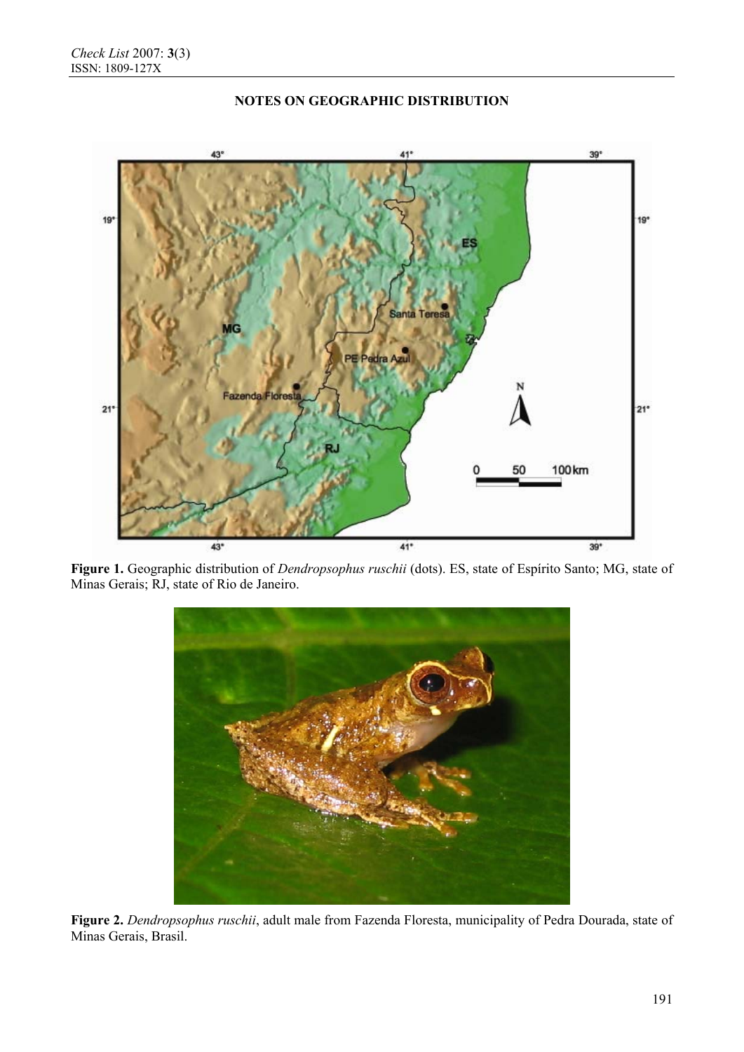**NOTES ON GEOGRAPHIC DISTRIBUTION**

**Figure 1.** Geographic distribution of *Dendropsophus ruschii* (dots). ES, state of Espírito Santo; MG, state of Minas Gerais; RJ, state of Rio de Janeiro.

**Figure 2.** *Dendropsophus ruschii*, adult male from Fazenda Floresta, municipality of Pedra Dourada, state of Minas Gerais, Brasil.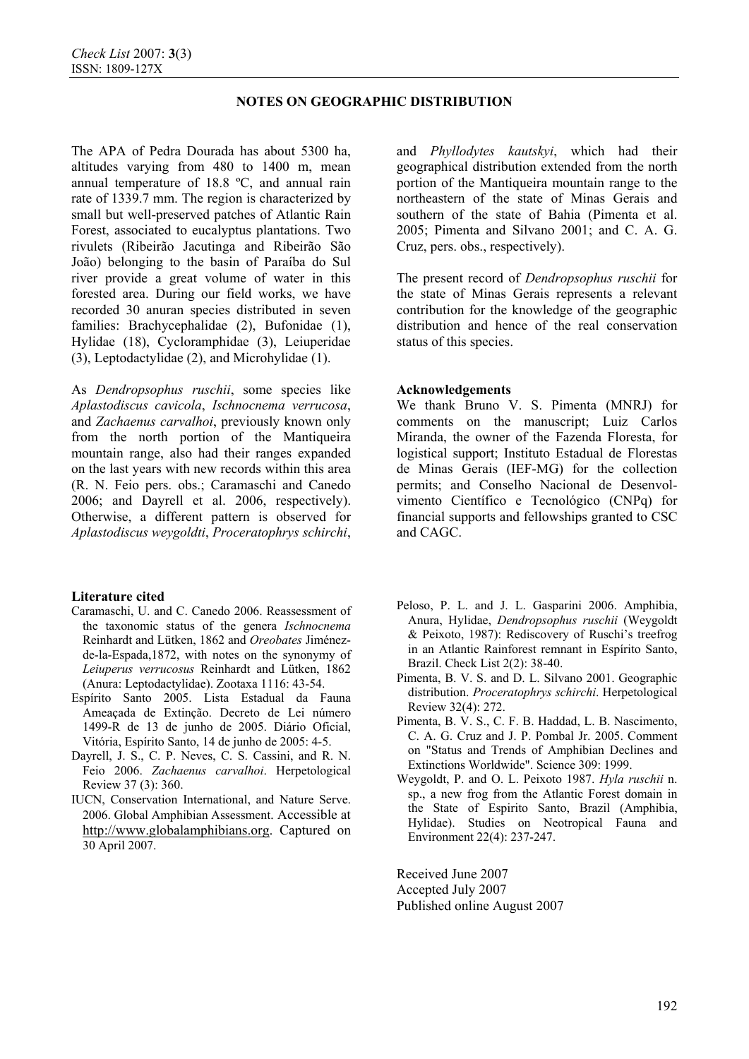**NOTES ON GEOGRAPHIC DISTRIBUTION**

The APA of Pedra Dourada has about 5300 ha, altitudes varying from 480 to 1400 m, mean annual temperature of 18.8 ºC, and annual rain rate of 1339.7 mm. The region is characterized by small but well-preserved patches of Atlantic Rain Forest, associated to eucalyptus plantations. Two rivulets (Ribeirão Jacutinga and Ribeirão São João) belonging to the basin of Paraíba do Sul river provide a great volume of water in this forested area. During our field works, we have recorded 30 anuran species distributed in seven families: Brachycephalidae (2), Bufonidae (1), Hylidae (18), Cycloramphidae (3), Leiuperidae (3), Leptodactylidae (2), and Microhylidae (1).

As *Dendropsophus ruschii*, some species like *Aplastodiscus cavicola*, *Ischnocnema verrucosa*, and *Zachaenus carvalhoi*, previously known only from the north portion of the Mantiqueira mountain range, also had their ranges expanded on the last years with new records within this area (R. N. Feio pers. obs.; Caramaschi and Canedo 2006; and Dayrell et al. 2006, respectively). Otherwise, a different pattern is observed for *Aplastodiscus weygoldti*, *Proceratophrys schirchi*, and *Phyllodytes kautskyi*, which had their geographical distribution extended from the north portion of the Mantiqueira mountain range to the northeastern of the state of Minas Gerais and southern of the state of Bahia (Pimenta et al. 2005; Pimenta and Silvano 2001; and C. A. G. Cruz, pers. obs., respectively).

The present record of *Dendropsophus ruschii* for the state of Minas Gerais represents a relevant contribution for the knowledge of the geographic distribution and hence of the real conservation status of this species.

### Acknowledgements

We thank Bruno V. S. Pimenta (MNRJ) for comments on the manuscript; Luiz Carlos Miranda, the owner of the Fazenda Floresta, for logistical support; Instituto Estadual de Florestas de Minas Gerais (IEF-MG) for the collection permits; and Conselho Nacional de Desenvolvimento Científico e Tecnológico (CNPq) for financial supports and fellowships granted to CSC and CAGC.

### Literature cited

Caramaschi, U. and C. Canedo 2006. Reassessment of the taxonomic status of the genera *Ischnocnema* Reinhardt and Lütken, 1862 and *Oreobates* Jiménez-de-la-Espada,1872, with notes on the synonymy of *Leiuperus verrucosus* Reinhardt and Lütken, 1862 (Anura: Leptodactylidae). Zootaxa 1116: 43-54.

Espírito Santo 2005. Lista Estadual da Fauna Ameaçada de Extinção. Decreto de Lei número 1499-R de 13 de junho de 2005. Diário Oficial, Vitória, Espírito Santo, 14 de junho de 2005: 4-5.

Dayrell, J. S., C. P. Neves, C. S. Cassini, and R. N. Feio 2006. *Zachaenus carvalhoi*. Herpetological Review 37 (3): 360.

IUCN, Conservation International, and Nature Serve. 2006. Global Amphibian Assessment. Accessible at http://www.globalamphibians.org. Captured on 30 April 2007.

Peloso, P. L. and J. L. Gasparini 2006. Amphibia, Anura, Hylidae, *Dendropsophus ruschii* (Weygoldt & Peixoto, 1987): Rediscovery of Ruschi's treefrog in an Atlantic Rainforest remnant in Espírito Santo, Brazil. Check List 2(2): 38-40.

Pimenta, B. V. S. and D. L. Silvano 2001. Geographic distribution. *Proceratophrys schirchi*. Herpetological Review 32(4): 272.

Pimenta, B. V. S., C. F. B. Haddad, L. B. Nascimento, C. A. G. Cruz and J. P. Pombal Jr. 2005. Comment on "Status and Trends of Amphibian Declines and Extinctions Worldwide". Science 309: 1999.

Weygoldt, P. and O. L. Peixoto 1987. *Hyla ruschii* n. sp., a new frog from the Atlantic Forest domain in the State of Espirito Santo, Brazil (Amphibia, Hylidae). Studies on Neotropical Fauna and Environment 22(4): 237-247.

Received June 2007
Accepted July 2007
Published online August 2007